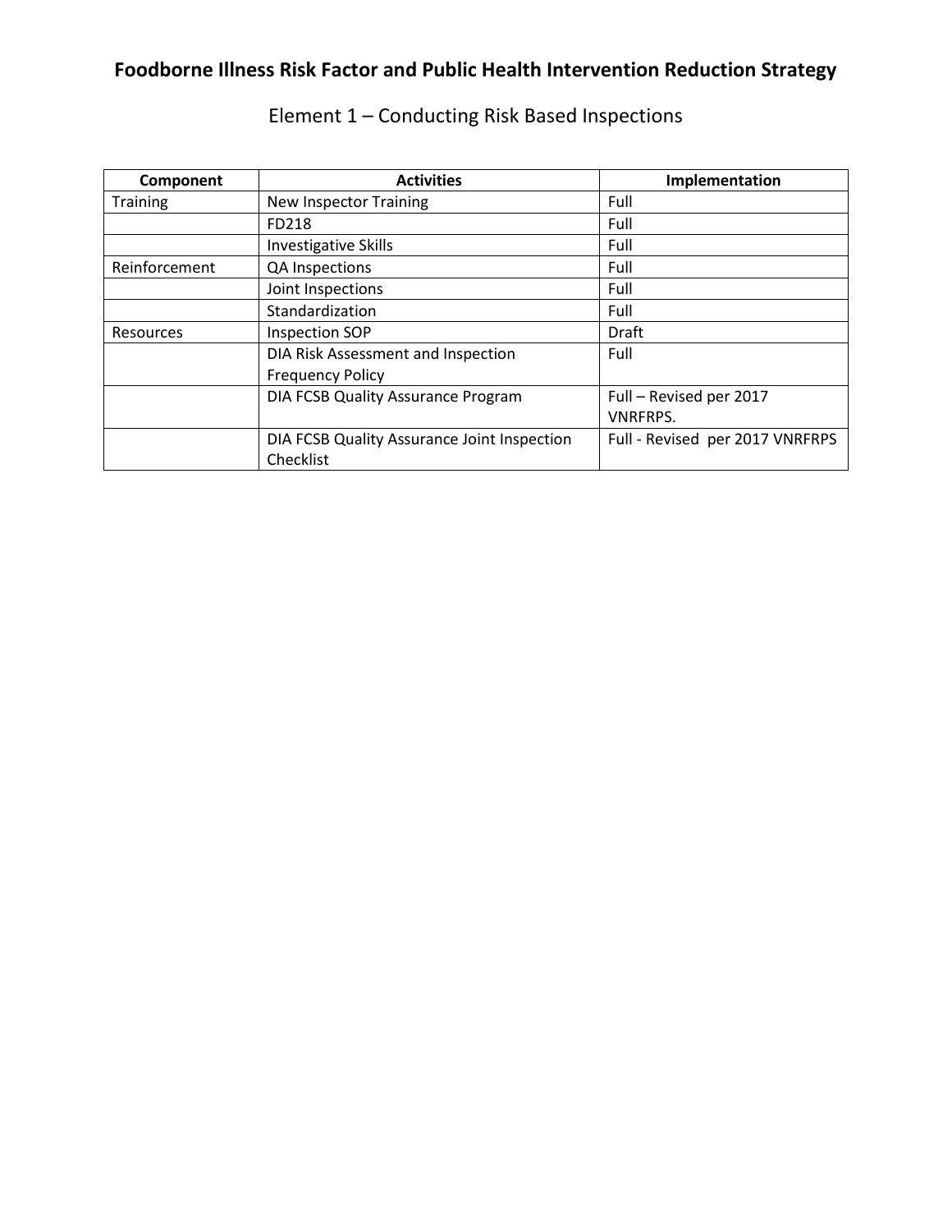# Foodborne Illness Risk Factor and Public Health Intervention Reduction Strategy

## Element 1 – Conducting Risk Based Inspections

| Component | Activities | Implementation |
|---|---|---|
| Training | New Inspector Training | Full |
| | FD218 | Full |
| | Investigative Skills | Full |
| Reinforcement | QA Inspections | Full |
| | Joint Inspections | Full |
| | Standardization | Full |
| Resources | Inspection SOP | Draft |
| | DIA Risk Assessment and Inspection Frequency Policy | Full |
| | DIA FCSB Quality Assurance Program | Full – Revised per 2017 VNRFRPS. |
| | DIA FCSB Quality Assurance Joint Inspection Checklist | Full - Revised per 2017 VNRFRPS |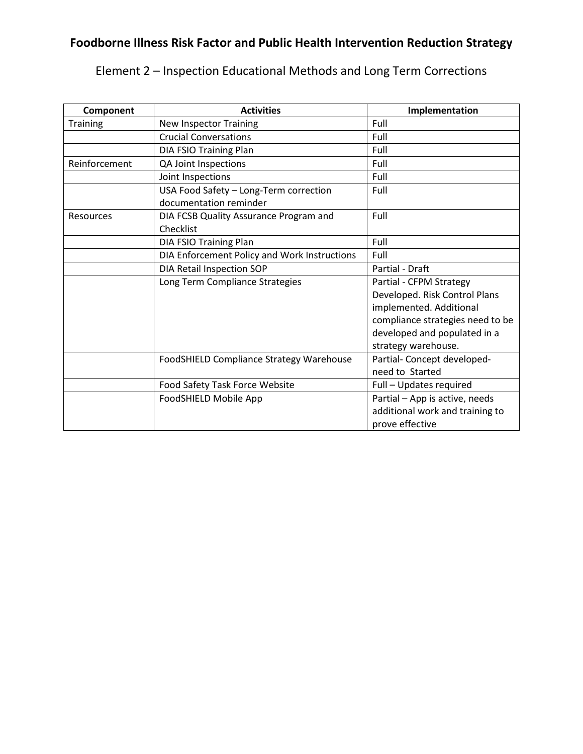# Foodborne Illness Risk Factor and Public Health Intervention Reduction Strategy

## Element 2 – Inspection Educational Methods and Long Term Corrections

| Component | Activities | Implementation |
|---|---|---|
| Training | New Inspector Training | Full |
| | Crucial Conversations | Full |
| | DIA FSIO Training Plan | Full |
| Reinforcement | QA Joint Inspections | Full |
| | Joint Inspections | Full |
| | USA Food Safety – Long-Term correction documentation reminder | Full |
| Resources | DIA FCSB Quality Assurance Program and Checklist | Full |
| | DIA FSIO Training Plan | Full |
| | DIA Enforcement Policy and Work Instructions | Full |
| | DIA Retail Inspection SOP | Partial - Draft |
| | Long Term Compliance Strategies | Partial - CFPM Strategy Developed. Risk Control Plans implemented. Additional compliance strategies need to be developed and populated in a strategy warehouse. |
| | FoodSHIELD Compliance Strategy Warehouse | Partial- Concept developed- need to Started |
| | Food Safety Task Force Website | Full – Updates required |
| | FoodSHIELD Mobile App | Partial – App is active, needs additional work and training to prove effective |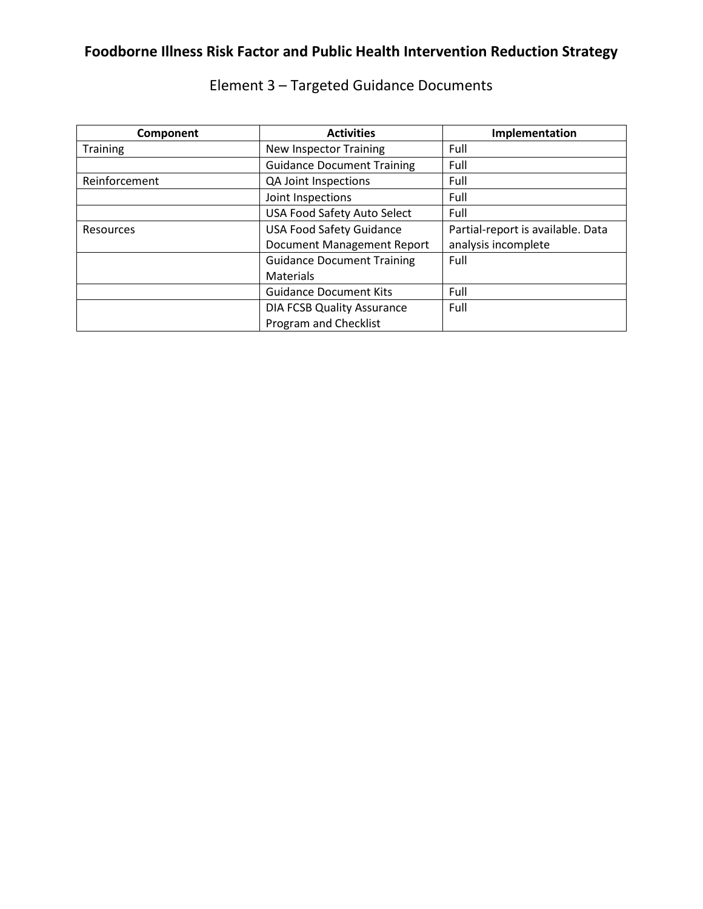# Foodborne Illness Risk Factor and Public Health Intervention Reduction Strategy

## Element 3 – Targeted Guidance Documents

| Component | Activities | Implementation |
|---|---|---|
| Training | New Inspector Training | Full |
| | Guidance Document Training | Full |
| Reinforcement | QA Joint Inspections | Full |
| | Joint Inspections | Full |
| | USA Food Safety Auto Select | Full |
| Resources | USA Food Safety Guidance Document Management Report | Partial-report is available. Data analysis incomplete |
| | Guidance Document Training Materials | Full |
| | Guidance Document Kits | Full |
| | DIA FCSB Quality Assurance Program and Checklist | Full |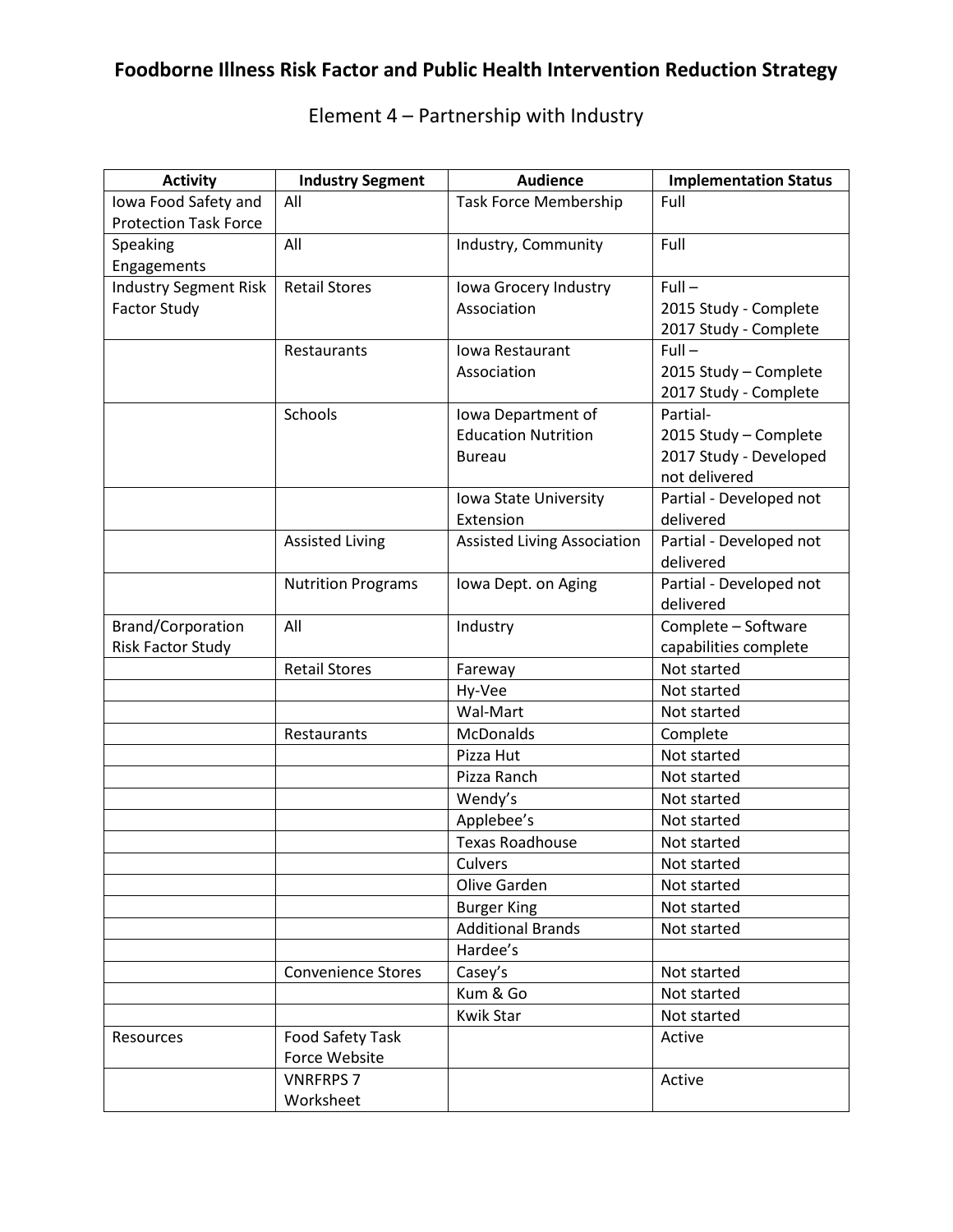# Foodborne Illness Risk Factor and Public Health Intervention Reduction Strategy

## Element 4 – Partnership with Industry

| Activity | Industry Segment | Audience | Implementation Status |
|---|---|---|---|
| Iowa Food Safety and Protection Task Force | All | Task Force Membership | Full |
| Speaking Engagements | All | Industry, Community | Full |
| Industry Segment Risk Factor Study | Retail Stores | Iowa Grocery Industry Association | Full – 2015 Study - Complete 2017 Study - Complete |
| | Restaurants | Iowa Restaurant Association | Full – 2015 Study – Complete 2017 Study - Complete |
| | Schools | Iowa Department of Education Nutrition Bureau | Partial- 2015 Study – Complete 2017 Study - Developed not delivered |
| | | Iowa State University Extension | Partial - Developed not delivered |
| | Assisted Living | Assisted Living Association | Partial - Developed not delivered |
| | Nutrition Programs | Iowa Dept. on Aging | Partial - Developed not delivered |
| Brand/Corporation Risk Factor Study | All | Industry | Complete – Software capabilities complete |
| | Retail Stores | Fareway | Not started |
| | | Hy-Vee | Not started |
| | | Wal-Mart | Not started |
| | Restaurants | McDonalds | Complete |
| | | Pizza Hut | Not started |
| | | Pizza Ranch | Not started |
| | | Wendy's | Not started |
| | | Applebee's | Not started |
| | | Texas Roadhouse | Not started |
| | | Culvers | Not started |
| | | Olive Garden | Not started |
| | | Burger King | Not started |
| | | Additional Brands | Not started |
| | | Hardee's | |
| | Convenience Stores | Casey's | Not started |
| | | Kum & Go | Not started |
| | | Kwik Star | Not started |
| Resources | Food Safety Task Force Website | | Active |
| | VNRFRPS 7 Worksheet | | Active |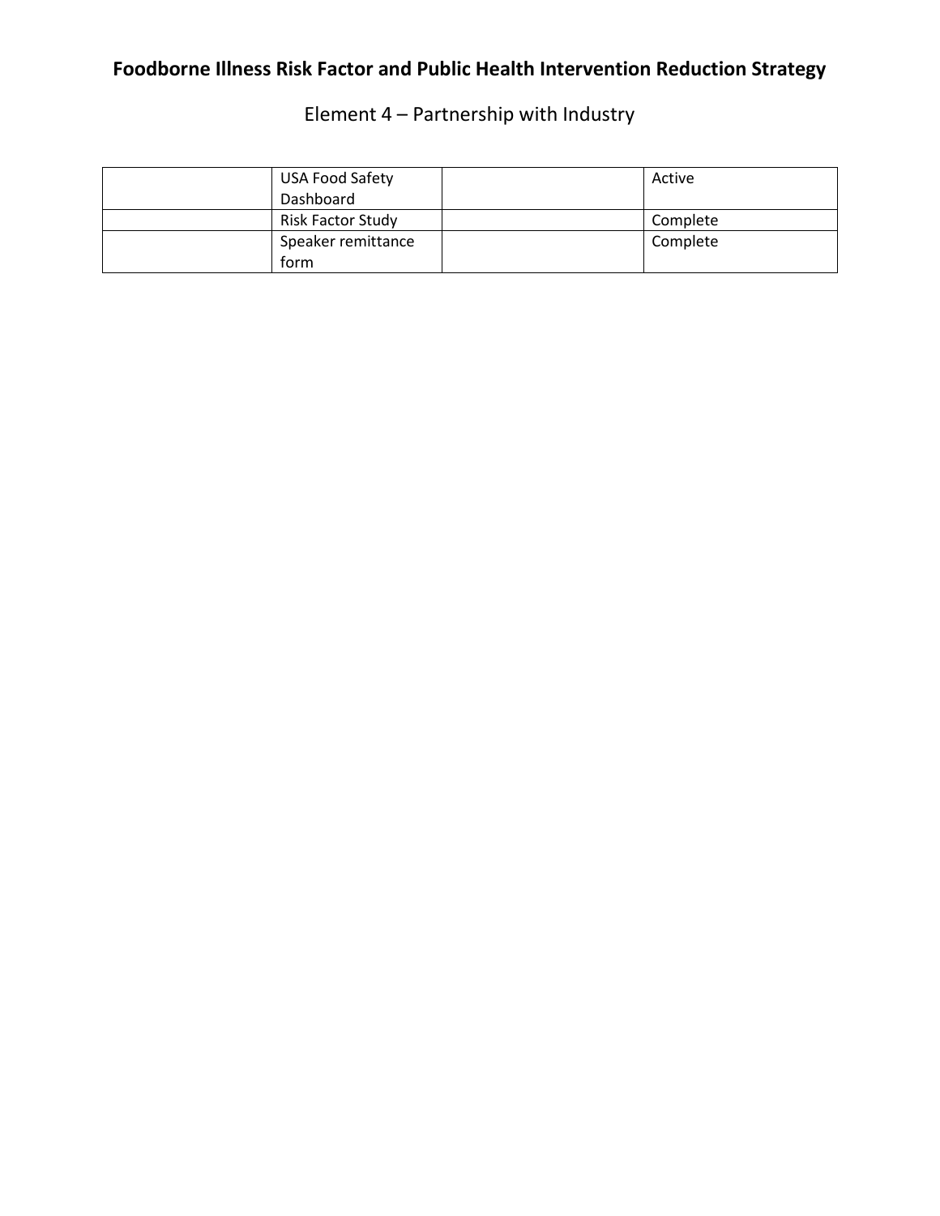# Foodborne Illness Risk Factor and Public Health Intervention Reduction Strategy

## Element 4 – Partnership with Industry

| | | | |
|---|---|---|---|
| | USA Food Safety Dashboard | | Active |
| | Risk Factor Study | | Complete |
| | Speaker remittance form | | Complete |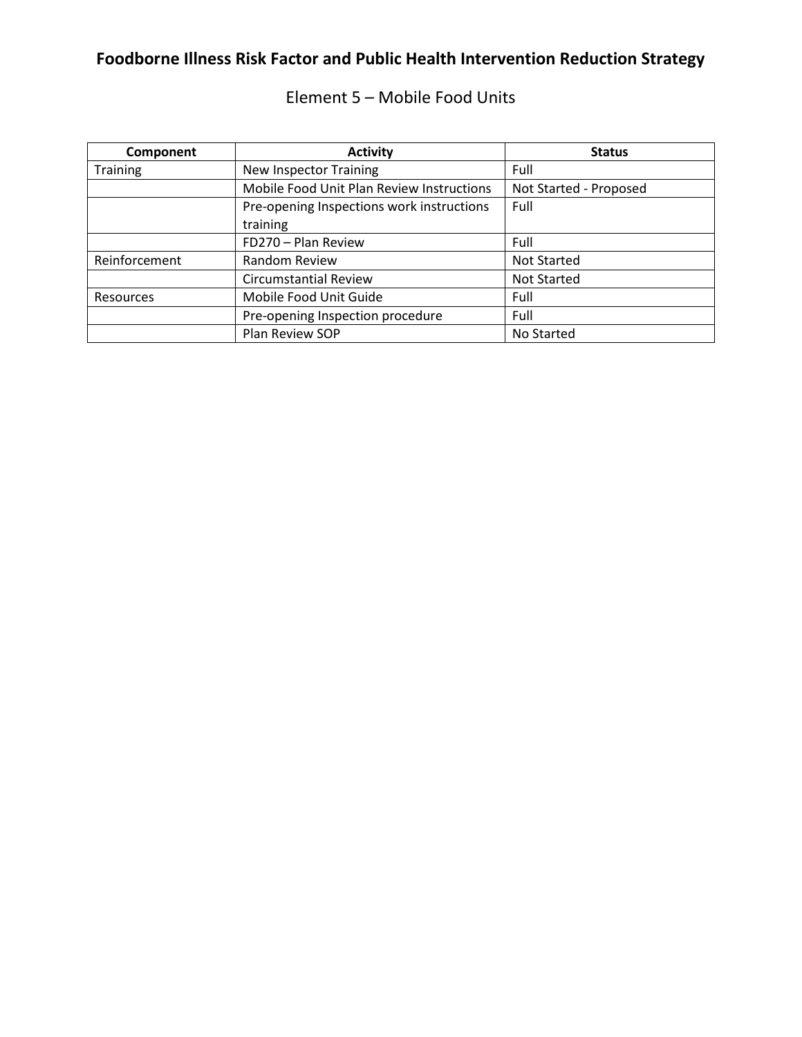# Foodborne Illness Risk Factor and Public Health Intervention Reduction Strategy

## Element 5 – Mobile Food Units

| Component | Activity | Status |
|---|---|---|
| Training | New Inspector Training | Full |
| | Mobile Food Unit Plan Review Instructions | Not Started - Proposed |
| | Pre-opening Inspections work instructions training | Full |
| | FD270 – Plan Review | Full |
| Reinforcement | Random Review | Not Started |
| | Circumstantial Review | Not Started |
| Resources | Mobile Food Unit Guide | Full |
| | Pre-opening Inspection procedure | Full |
| | Plan Review SOP | No Started |